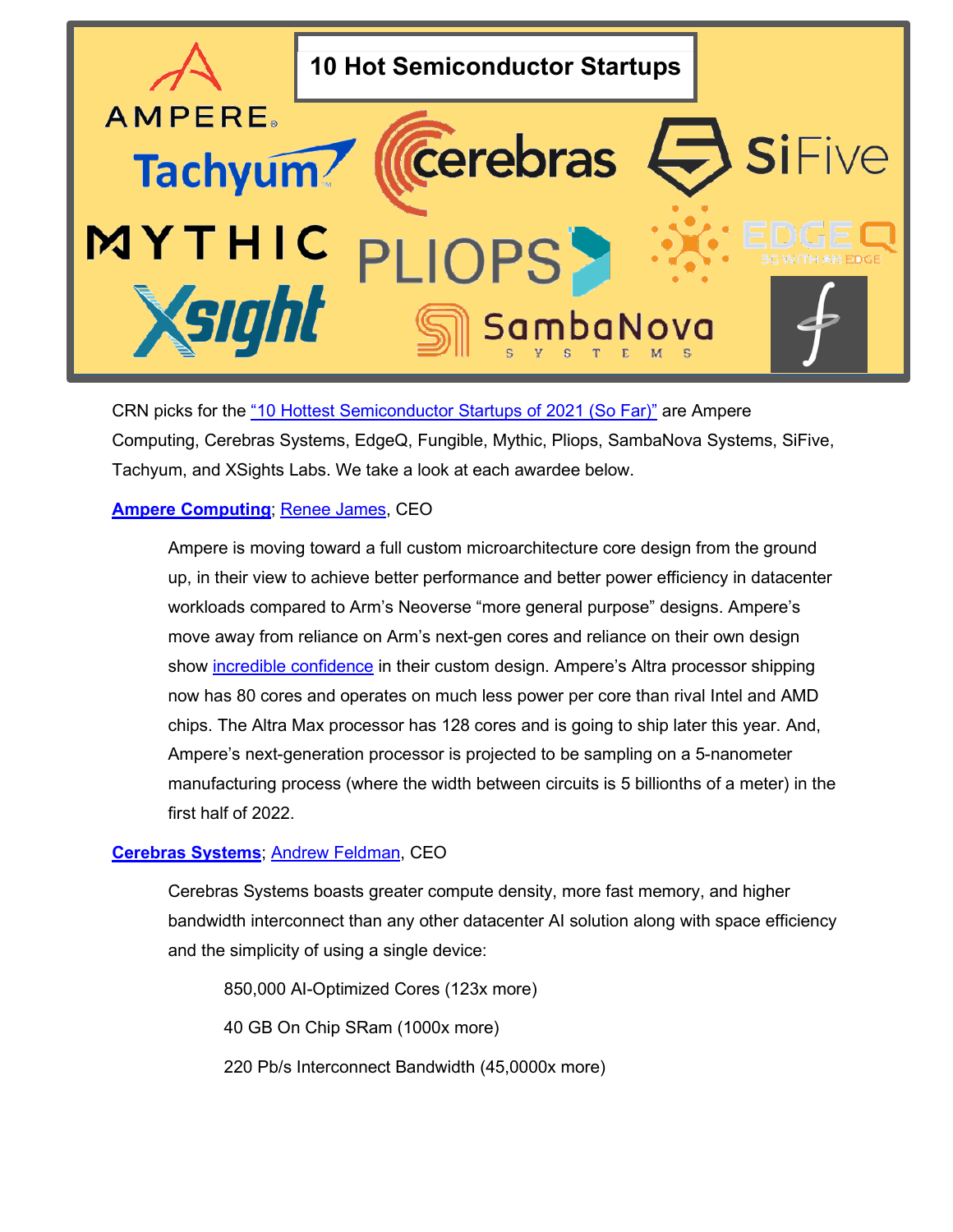10 Hot Semiconductor Startups

CRN picks for the "10 Hottest Semiconductor Startups of 2021 (So Far)" are Ampere Computing, Cerebras Systems, EdgeQ, Fungible, Mythic, Pliops, SambaNova Systems, SiFive, Tachyum, and XSights Labs. We take a look at each awardee below.

**Ampere Computing**; Renee James, CEO

> Ampere is moving toward a full custom microarchitecture core design from the ground up, in their view to achieve better performance and better power efficiency in datacenter workloads compared to Arm's Neoverse "more general purpose" designs. Ampere's move away from reliance on Arm's next-gen cores and reliance on their own design show incredible confidence in their custom design. Ampere's Altra processor shipping now has 80 cores and operates on much less power per core than rival Intel and AMD chips. The Altra Max processor has 128 cores and is going to ship later this year. And, Ampere's next-generation processor is projected to be sampling on a 5-nanometer manufacturing process (where the width between circuits is 5 billionths of a meter) in the first half of 2022.

**Cerebras Systems**; Andrew Feldman, CEO

> Cerebras Systems boasts greater compute density, more fast memory, and higher bandwidth interconnect than any other datacenter AI solution along with space efficiency and the simplicity of using a single device:
>
> 850,000 AI-Optimized Cores (123x more)
>
> 40 GB On Chip SRam (1000x more)
>
> 220 Pb/s Interconnect Bandwidth (45,0000x more)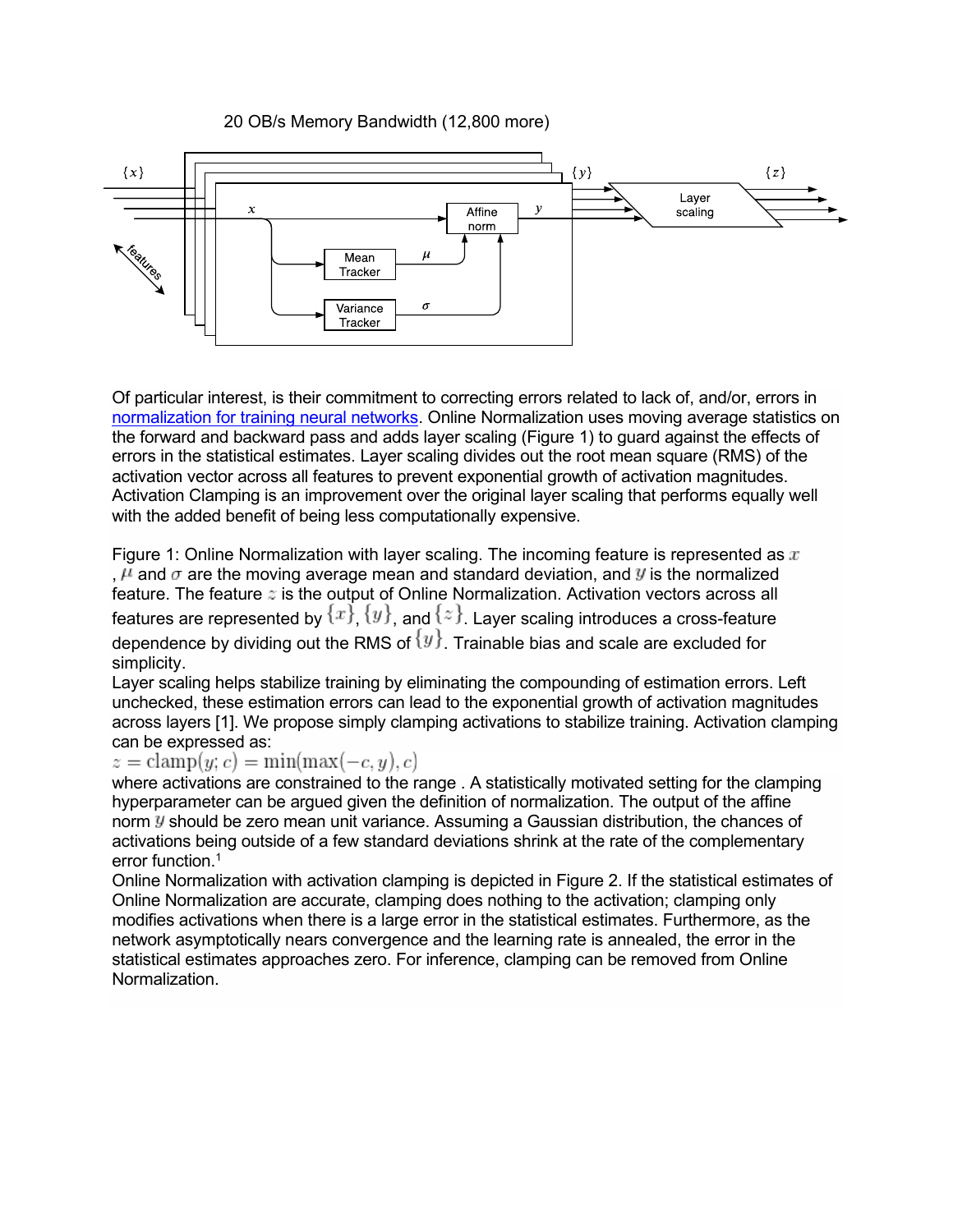20 OB/s Memory Bandwidth (12,800 more)

Of particular interest, is their commitment to correcting errors related to lack of, and/or, errors in normalization for training neural networks. Online Normalization uses moving average statistics on the forward and backward pass and adds layer scaling (Figure 1) to guard against the effects of errors in the statistical estimates. Layer scaling divides out the root mean square (RMS) of the activation vector across all features to prevent exponential growth of activation magnitudes. Activation Clamping is an improvement over the original layer scaling that performs equally well with the added benefit of being less computationally expensive.

Figure 1: Online Normalization with layer scaling. The incoming feature is represented as $x$, $\mu$ and $\sigma$ are the moving average mean and standard deviation, and $y$ is the normalized feature. The feature $z$ is the output of Online Normalization. Activation vectors across all features are represented by $\{x\}$, $\{y\}$, and $\{z\}$. Layer scaling introduces a cross-feature dependence by dividing out the RMS of $\{y\}$. Trainable bias and scale are excluded for simplicity.

Layer scaling helps stabilize training by eliminating the compounding of estimation errors. Left unchecked, these estimation errors can lead to the exponential growth of activation magnitudes across layers [1]. We propose simply clamping activations to stabilize training. Activation clamping can be expressed as:

$$z = \text{clamp}(y; c) = \min(\max(-c, y), c)$$

where activations are constrained to the range . A statistically motivated setting for the clamping hyperparameter can be argued given the definition of normalization. The output of the affine norm $y$ should be zero mean unit variance. Assuming a Gaussian distribution, the chances of activations being outside of a few standard deviations shrink at the rate of the complementary error function.[1]

Online Normalization with activation clamping is depicted in Figure 2. If the statistical estimates of Online Normalization are accurate, clamping does nothing to the activation; clamping only modifies activations when there is a large error in the statistical estimates. Furthermore, as the network asymptotically nears convergence and the learning rate is annealed, the error in the statistical estimates approaches zero. For inference, clamping can be removed from Online Normalization.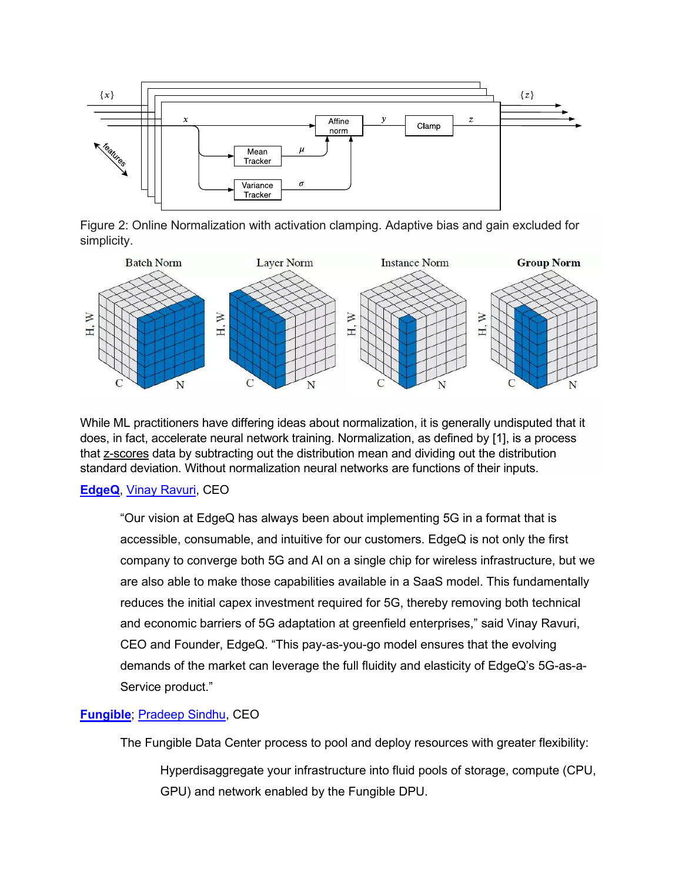Figure 2: Online Normalization with activation clamping. Adaptive bias and gain excluded for simplicity.

While ML practitioners have differing ideas about normalization, it is generally undisputed that it does, in fact, accelerate neural network training. Normalization, as defined by [1], is a process that z-scores data by subtracting out the distribution mean and dividing out the distribution standard deviation. Without normalization neural networks are functions of their inputs.

**EdgeQ**, Vinay Ravuri, CEO

> "Our vision at EdgeQ has always been about implementing 5G in a format that is accessible, consumable, and intuitive for our customers. EdgeQ is not only the first company to converge both 5G and AI on a single chip for wireless infrastructure, but we are also able to make those capabilities available in a SaaS model. This fundamentally reduces the initial capex investment required for 5G, thereby removing both technical and economic barriers of 5G adaptation at greenfield enterprises," said Vinay Ravuri, CEO and Founder, EdgeQ. "This pay-as-you-go model ensures that the evolving demands of the market can leverage the full fluidity and elasticity of EdgeQ's 5G-as-a-Service product."

**Fungible**; Pradeep Sindhu, CEO

> The Fungible Data Center process to pool and deploy resources with greater flexibility:
>
> > Hyperdisaggregate your infrastructure into fluid pools of storage, compute (CPU, GPU) and network enabled by the Fungible DPU.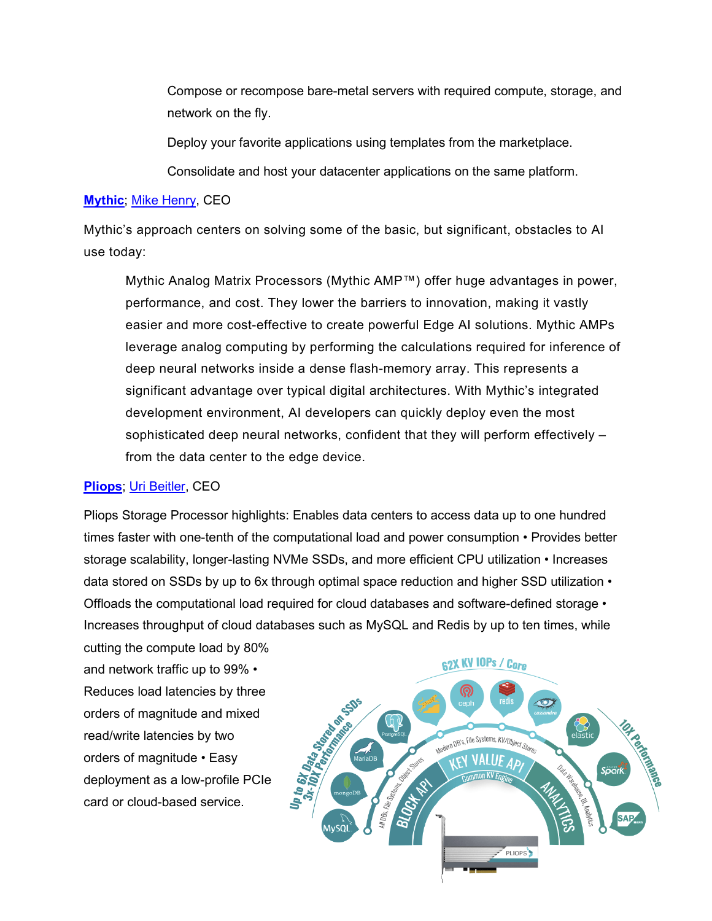Compose or recompose bare-metal servers with required compute, storage, and network on the fly.

Deploy your favorite applications using templates from the marketplace.

Consolidate and host your datacenter applications on the same platform.

**Mythic**; Mike Henry, CEO

Mythic's approach centers on solving some of the basic, but significant, obstacles to AI use today:

> Mythic Analog Matrix Processors (Mythic AMP™) offer huge advantages in power, performance, and cost. They lower the barriers to innovation, making it vastly easier and more cost-effective to create powerful Edge AI solutions. Mythic AMPs leverage analog computing by performing the calculations required for inference of deep neural networks inside a dense flash-memory array. This represents a significant advantage over typical digital architectures. With Mythic's integrated development environment, AI developers can quickly deploy even the most sophisticated deep neural networks, confident that they will perform effectively – from the data center to the edge device.

**Pliops**; Uri Beitler, CEO

Pliops Storage Processor highlights: Enables data centers to access data up to one hundred times faster with one-tenth of the computational load and power consumption • Provides better storage scalability, longer-lasting NVMe SSDs, and more efficient CPU utilization • Increases data stored on SSDs by up to 6x through optimal space reduction and higher SSD utilization • Offloads the computational load required for cloud databases and software-defined storage • Increases throughput of cloud databases such as MySQL and Redis by up to ten times, while cutting the compute load by 80% and network traffic up to 99% • Reduces load latencies by three orders of magnitude and mixed read/write latencies by two orders of magnitude • Easy deployment as a low-profile PCIe card or cloud-based service.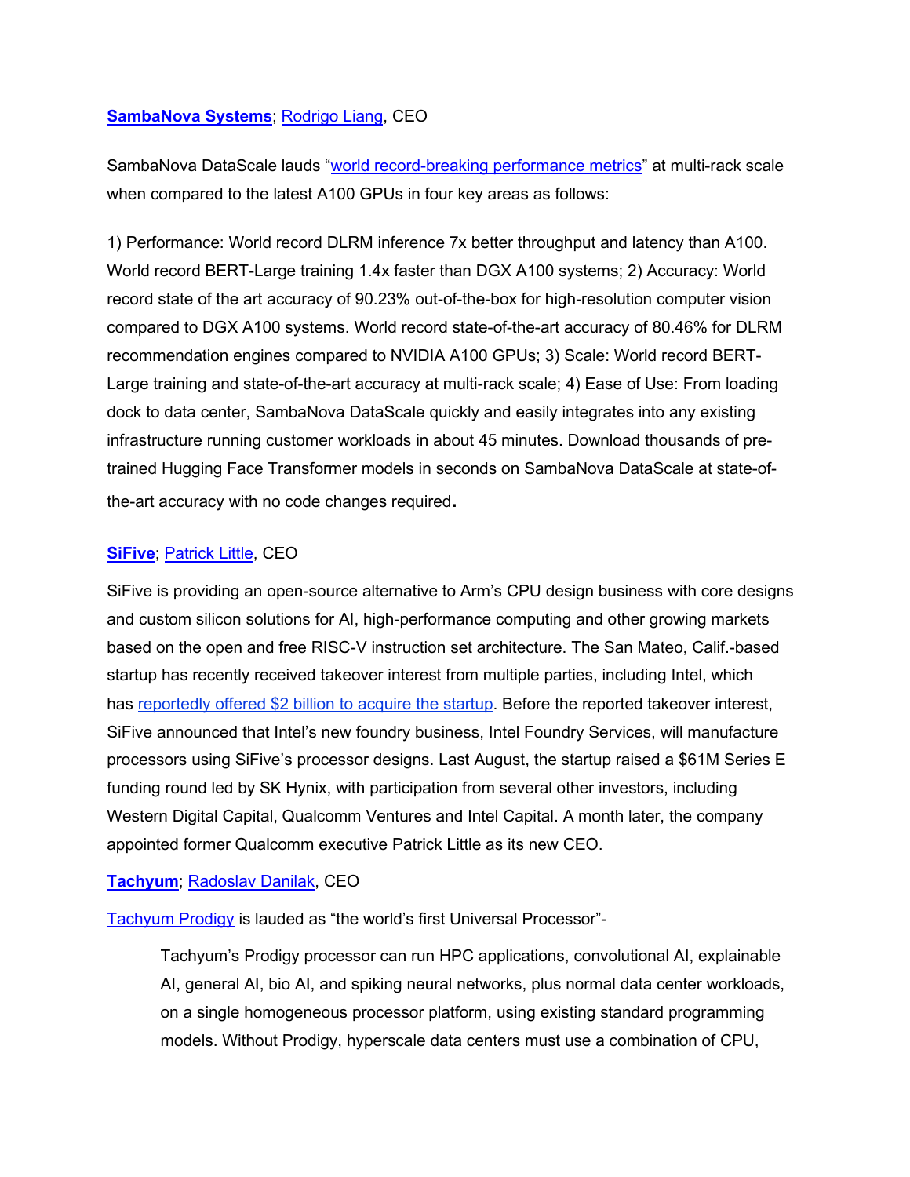**SambaNova Systems**; Rodrigo Liang, CEO

SambaNova DataScale lauds "world record-breaking performance metrics" at multi-rack scale when compared to the latest A100 GPUs in four key areas as follows:

1) Performance: World record DLRM inference 7x better throughput and latency than A100. World record BERT-Large training 1.4x faster than DGX A100 systems; 2) Accuracy: World record state of the art accuracy of 90.23% out-of-the-box for high-resolution computer vision compared to DGX A100 systems. World record state-of-the-art accuracy of 80.46% for DLRM recommendation engines compared to NVIDIA A100 GPUs; 3) Scale: World record BERT-Large training and state-of-the-art accuracy at multi-rack scale; 4) Ease of Use: From loading dock to data center, SambaNova DataScale quickly and easily integrates into any existing infrastructure running customer workloads in about 45 minutes. Download thousands of pre-trained Hugging Face Transformer models in seconds on SambaNova DataScale at state-of-the-art accuracy with no code changes required**.**

**SiFive**; Patrick Little, CEO

SiFive is providing an open-source alternative to Arm's CPU design business with core designs and custom silicon solutions for AI, high-performance computing and other growing markets based on the open and free RISC-V instruction set architecture. The San Mateo, Calif.-based startup has recently received takeover interest from multiple parties, including Intel, which has reportedly offered $2 billion to acquire the startup. Before the reported takeover interest, SiFive announced that Intel's new foundry business, Intel Foundry Services, will manufacture processors using SiFive's processor designs. Last August, the startup raised a $61M Series E funding round led by SK Hynix, with participation from several other investors, including Western Digital Capital, Qualcomm Ventures and Intel Capital. A month later, the company appointed former Qualcomm executive Patrick Little as its new CEO.

**Tachyum**; Radoslav Danilak, CEO

Tachyum Prodigy is lauded as "the world's first Universal Processor"-

> Tachyum's Prodigy processor can run HPC applications, convolutional AI, explainable AI, general AI, bio AI, and spiking neural networks, plus normal data center workloads, on a single homogeneous processor platform, using existing standard programming models. Without Prodigy, hyperscale data centers must use a combination of CPU,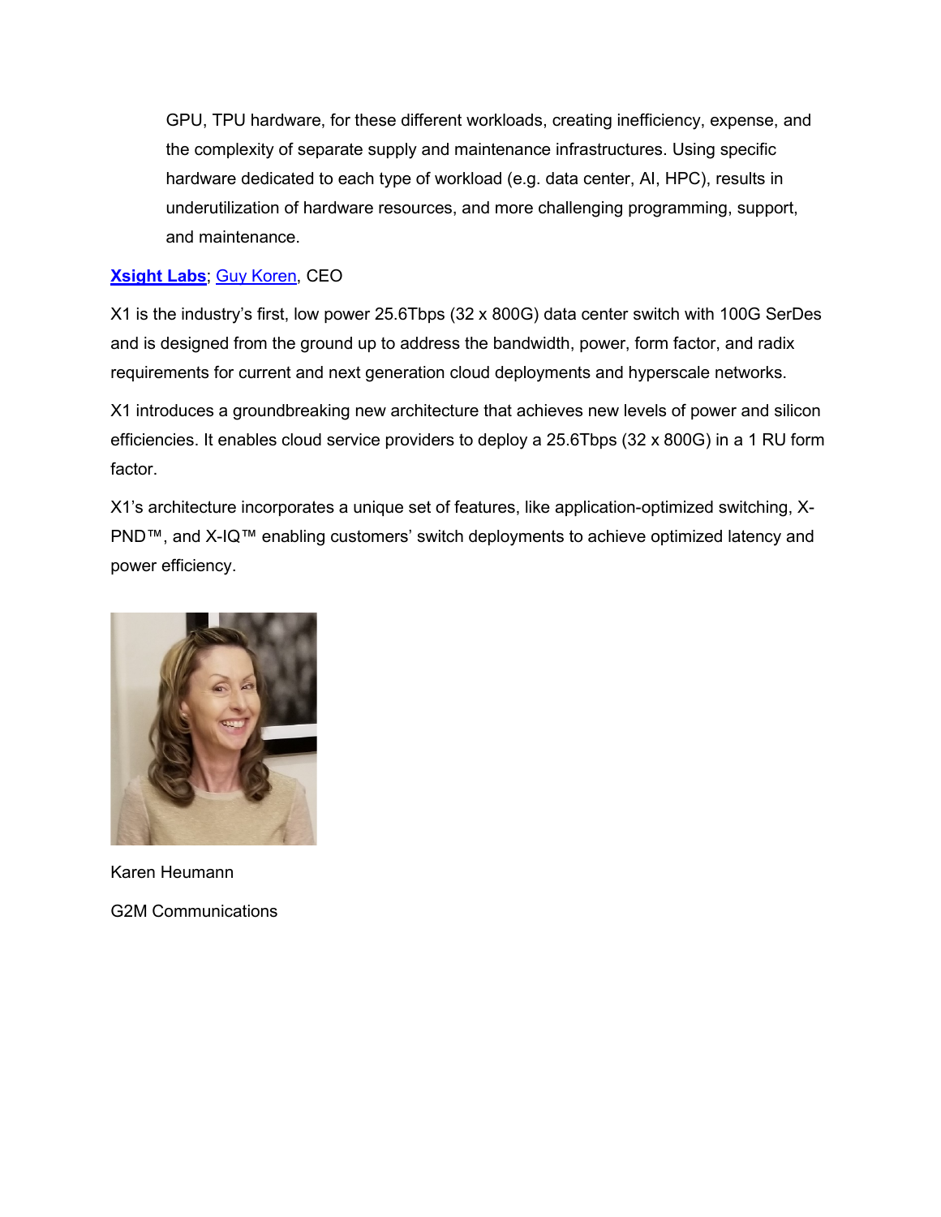GPU, TPU hardware, for these different workloads, creating inefficiency, expense, and the complexity of separate supply and maintenance infrastructures. Using specific hardware dedicated to each type of workload (e.g. data center, AI, HPC), results in underutilization of hardware resources, and more challenging programming, support, and maintenance.

**Xsight Labs**; Guy Koren, CEO

X1 is the industry's first, low power 25.6Tbps (32 x 800G) data center switch with 100G SerDes and is designed from the ground up to address the bandwidth, power, form factor, and radix requirements for current and next generation cloud deployments and hyperscale networks.

X1 introduces a groundbreaking new architecture that achieves new levels of power and silicon efficiencies. It enables cloud service providers to deploy a 25.6Tbps (32 x 800G) in a 1 RU form factor.

X1's architecture incorporates a unique set of features, like application-optimized switching, X-PND™, and X-IQ™ enabling customers' switch deployments to achieve optimized latency and power efficiency.

Karen Heumann

G2M Communications